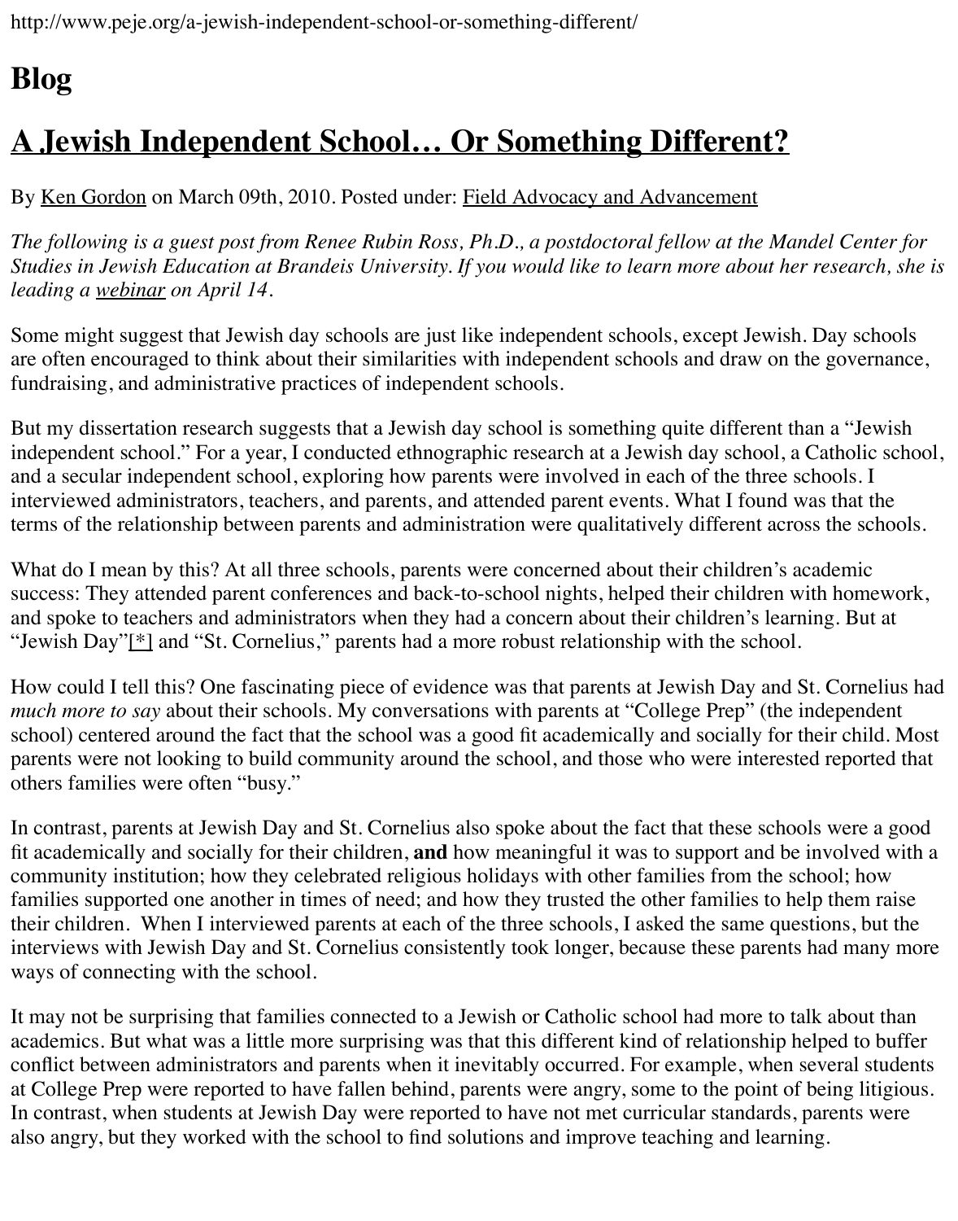http://www.peje.org/a-jewish-independent-school-or-something-different/

# Blog

## A Jewish Independent School… Or Something Different?

By Ken Gordon on March 09th, 2010. Posted under: Field Advocacy and Advancement

*The following is a guest post from Renee Rubin Ross, Ph.D., a postdoctoral fellow at the Mandel Center for Studies in Jewish Education at Brandeis University. If you would like to learn more about her research, she is leading a webinar on April 14.*

Some might suggest that Jewish day schools are just like independent schools, except Jewish. Day schools are often encouraged to think about their similarities with independent schools and draw on the governance, fundraising, and administrative practices of independent schools.

But my dissertation research suggests that a Jewish day school is something quite different than a "Jewish independent school." For a year, I conducted ethnographic research at a Jewish day school, a Catholic school, and a secular independent school, exploring how parents were involved in each of the three schools. I interviewed administrators, teachers, and parents, and attended parent events. What I found was that the terms of the relationship between parents and administration were qualitatively different across the schools.

What do I mean by this? At all three schools, parents were concerned about their children's academic success: They attended parent conferences and back-to-school nights, helped their children with homework, and spoke to teachers and administrators when they had a concern about their children's learning. But at "Jewish Day"[*] and "St. Cornelius," parents had a more robust relationship with the school.

How could I tell this? One fascinating piece of evidence was that parents at Jewish Day and St. Cornelius had *much more to say* about their schools. My conversations with parents at "College Prep" (the independent school) centered around the fact that the school was a good fit academically and socially for their child. Most parents were not looking to build community around the school, and those who were interested reported that others families were often "busy."

In contrast, parents at Jewish Day and St. Cornelius also spoke about the fact that these schools were a good fit academically and socially for their children, **and** how meaningful it was to support and be involved with a community institution; how they celebrated religious holidays with other families from the school; how families supported one another in times of need; and how they trusted the other families to help them raise their children. When I interviewed parents at each of the three schools, I asked the same questions, but the interviews with Jewish Day and St. Cornelius consistently took longer, because these parents had many more ways of connecting with the school.

It may not be surprising that families connected to a Jewish or Catholic school had more to talk about than academics. But what was a little more surprising was that this different kind of relationship helped to buffer conflict between administrators and parents when it inevitably occurred. For example, when several students at College Prep were reported to have fallen behind, parents were angry, some to the point of being litigious. In contrast, when students at Jewish Day were reported to have not met curricular standards, parents were also angry, but they worked with the school to find solutions and improve teaching and learning.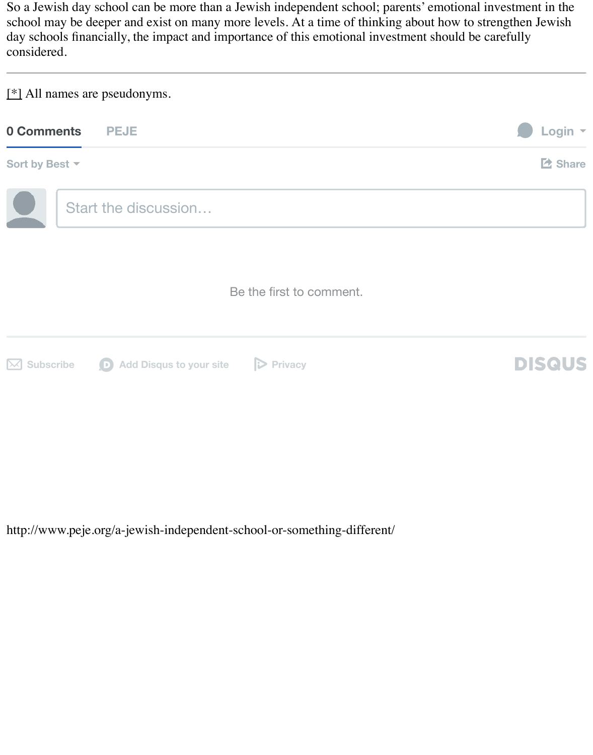So a Jewish day school can be more than a Jewish independent school; parents' emotional investment in the school may be deeper and exist on many more levels. At a time of thinking about how to strengthen Jewish day schools financially, the impact and importance of this emotional investment should be carefully considered.

---

[*] All names are pseudonyms.

**0 Comments** PEJE Login

Sort by Best Share

Start the discussion…

Be the first to comment.

Subscribe Add Disqus to your site Privacy DISQUS

http://www.peje.org/a-jewish-independent-school-or-something-different/